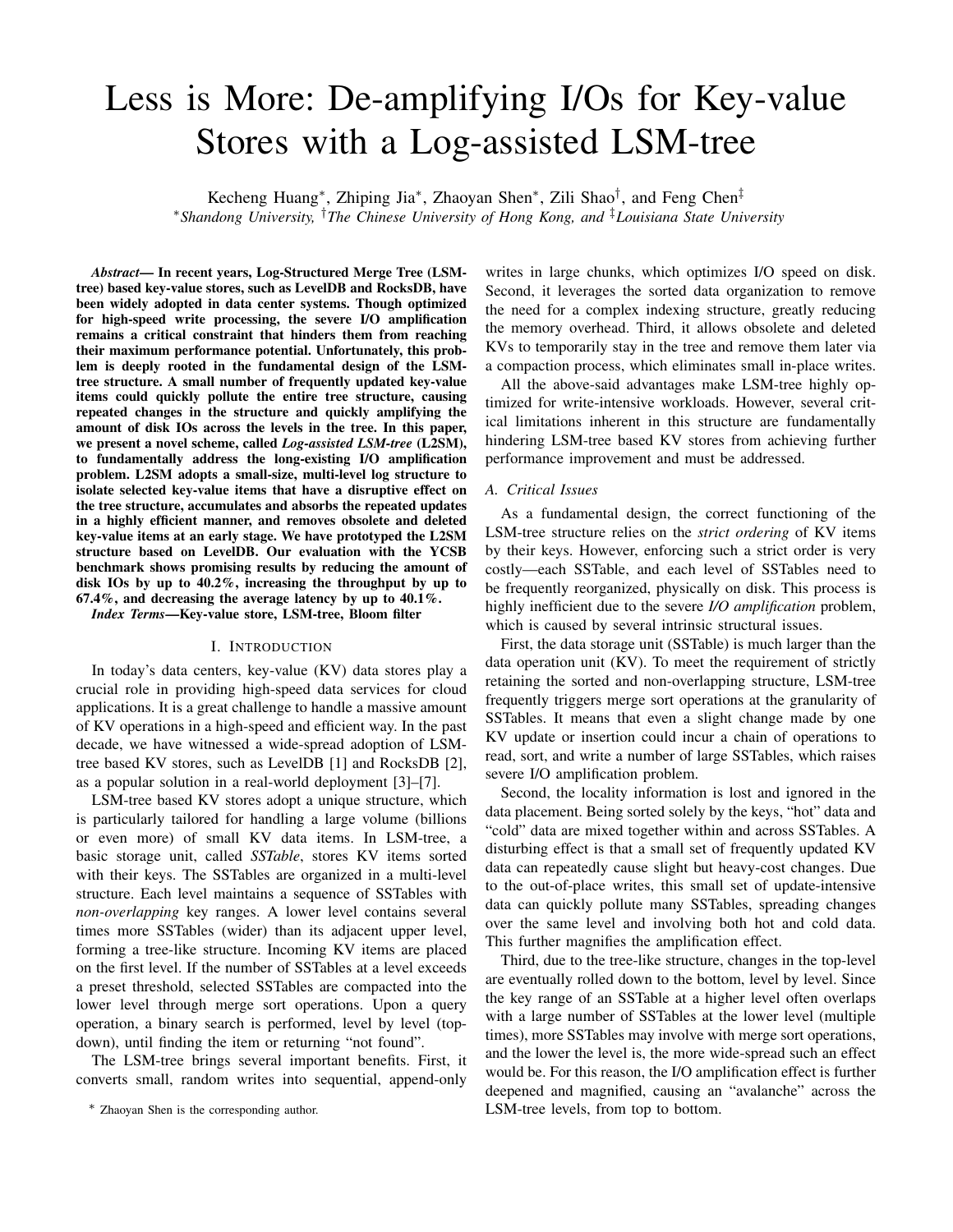# Less is More: De-amplifying I/Os for Key-value Stores with a Log-assisted LSM-tree

Kecheng Huang[*], Zhiping Jia[*], Zhaoyan Shen[*], Zili Shao[†], and Feng Chen[‡]

[*]*Shandong University,* [†]*The Chinese University of Hong Kong, and* [‡]*Louisiana State University*

***Abstract*— In recent years, Log-Structured Merge Tree (LSM-tree) based key-value stores, such as LevelDB and RocksDB, have been widely adopted in data center systems. Though optimized for high-speed write processing, the severe I/O amplification remains a critical constraint that hinders them from reaching their maximum performance potential. Unfortunately, this problem is deeply rooted in the fundamental design of the LSM-tree structure. A small number of frequently updated key-value items could quickly pollute the entire tree structure, causing repeated changes in the structure and quickly amplifying the amount of disk IOs across the levels in the tree. In this paper, we present a novel scheme, called *Log-assisted LSM-tree* (L2SM), to fundamentally address the long-existing I/O amplification problem. L2SM adopts a small-size, multi-level log structure to isolate selected key-value items that have a disruptive effect on the tree structure, accumulates and absorbs the repeated updates in a highly efficient manner, and removes obsolete and deleted key-value items at an early stage. We have prototyped the L2SM structure based on LevelDB. Our evaluation with the YCSB benchmark shows promising results by reducing the amount of disk IOs by up to 40.2%, increasing the throughput by up to 67.4%, and decreasing the average latency by up to 40.1%.**

***Index Terms*—Key-value store, LSM-tree, Bloom filter**

## I. Introduction

In today's data centers, key-value (KV) data stores play a crucial role in providing high-speed data services for cloud applications. It is a great challenge to handle a massive amount of KV operations in a high-speed and efficient way. In the past decade, we have witnessed a wide-spread adoption of LSM-tree based KV stores, such as LevelDB [1] and RocksDB [2], as a popular solution in a real-world deployment [3]–[7].

LSM-tree based KV stores adopt a unique structure, which is particularly tailored for handling a large volume (billions or even more) of small KV data items. In LSM-tree, a basic storage unit, called *SSTable*, stores KV items sorted with their keys. The SSTables are organized in a multi-level structure. Each level maintains a sequence of SSTables with *non-overlapping* key ranges. A lower level contains several times more SSTables (wider) than its adjacent upper level, forming a tree-like structure. Incoming KV items are placed on the first level. If the number of SSTables at a level exceeds a preset threshold, selected SSTables are compacted into the lower level through merge sort operations. Upon a query operation, a binary search is performed, level by level (top-down), until finding the item or returning "not found".

The LSM-tree brings several important benefits. First, it converts small, random writes into sequential, append-only writes in large chunks, which optimizes I/O speed on disk. Second, it leverages the sorted data organization to remove the need for a complex indexing structure, greatly reducing the memory overhead. Third, it allows obsolete and deleted KVs to temporarily stay in the tree and remove them later via a compaction process, which eliminates small in-place writes.

All the above-said advantages make LSM-tree highly optimized for write-intensive workloads. However, several critical limitations inherent in this structure are fundamentally hindering LSM-tree based KV stores from achieving further performance improvement and must be addressed.

### A. Critical Issues

As a fundamental design, the correct functioning of the LSM-tree structure relies on the *strict ordering* of KV items by their keys. However, enforcing such a strict order is very costly—each SSTable, and each level of SSTables need to be frequently reorganized, physically on disk. This process is highly inefficient due to the severe *I/O amplification* problem, which is caused by several intrinsic structural issues.

First, the data storage unit (SSTable) is much larger than the data operation unit (KV). To meet the requirement of strictly retaining the sorted and non-overlapping structure, LSM-tree frequently triggers merge sort operations at the granularity of SSTables. It means that even a slight change made by one KV update or insertion could incur a chain of operations to read, sort, and write a number of large SSTables, which raises severe I/O amplification problem.

Second, the locality information is lost and ignored in the data placement. Being sorted solely by the keys, "hot" data and "cold" data are mixed together within and across SSTables. A disturbing effect is that a small set of frequently updated KV data can repeatedly cause slight but heavy-cost changes. Due to the out-of-place writes, this small set of update-intensive data can quickly pollute many SSTables, spreading changes over the same level and involving both hot and cold data. This further magnifies the amplification effect.

Third, due to the tree-like structure, changes in the top-level are eventually rolled down to the bottom, level by level. Since the key range of an SSTable at a higher level often overlaps with a large number of SSTables at the lower level (multiple times), more SSTables may involve with merge sort operations, and the lower the level is, the more wide-spread such an effect would be. For this reason, the I/O amplification effect is further deepened and magnified, causing an "avalanche" across the LSM-tree levels, from top to bottom.

[*] Zhaoyan Shen is the corresponding author.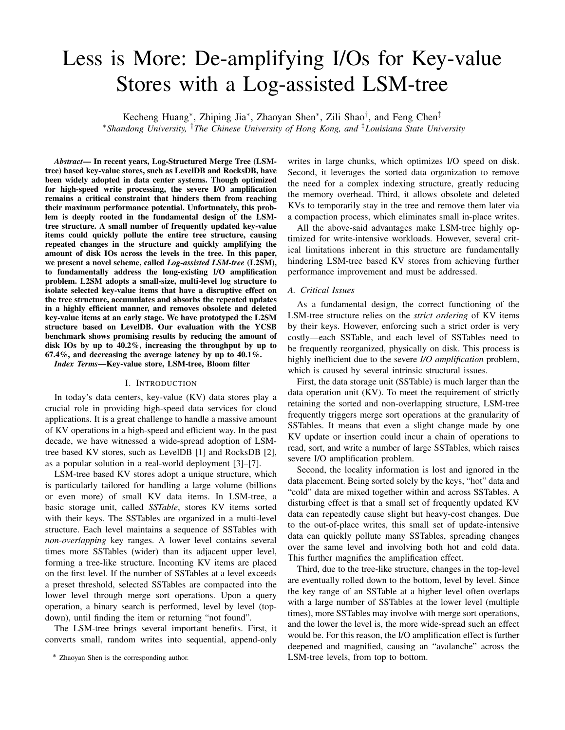# Less is More: De-amplifying I/Os for Key-value Stores with a Log-assisted LSM-tree

Kecheng Huang[*], Zhiping Jia[*], Zhaoyan Shen[*], Zili Shao[†], and Feng Chen[‡]

[*]*Shandong University,* [†]*The Chinese University of Hong Kong, and* [‡]*Louisiana State University*

***Abstract*— In recent years, Log-Structured Merge Tree (LSM-tree) based key-value stores, such as LevelDB and RocksDB, have been widely adopted in data center systems. Though optimized for high-speed write processing, the severe I/O amplification remains a critical constraint that hinders them from reaching their maximum performance potential. Unfortunately, this problem is deeply rooted in the fundamental design of the LSM-tree structure. A small number of frequently updated key-value items could quickly pollute the entire tree structure, causing repeated changes in the structure and quickly amplifying the amount of disk IOs across the levels in the tree. In this paper, we present a novel scheme, called *Log-assisted LSM-tree* (L2SM), to fundamentally address the long-existing I/O amplification problem. L2SM adopts a small-size, multi-level log structure to isolate selected key-value items that have a disruptive effect on the tree structure, accumulates and absorbs the repeated updates in a highly efficient manner, and removes obsolete and deleted key-value items at an early stage. We have prototyped the L2SM structure based on LevelDB. Our evaluation with the YCSB benchmark shows promising results by reducing the amount of disk IOs by up to 40.2%, increasing the throughput by up to 67.4%, and decreasing the average latency by up to 40.1%.**

***Index Terms*—Key-value store, LSM-tree, Bloom filter**

## I. Introduction

In today's data centers, key-value (KV) data stores play a crucial role in providing high-speed data services for cloud applications. It is a great challenge to handle a massive amount of KV operations in a high-speed and efficient way. In the past decade, we have witnessed a wide-spread adoption of LSM-tree based KV stores, such as LevelDB [1] and RocksDB [2], as a popular solution in a real-world deployment [3]–[7].

LSM-tree based KV stores adopt a unique structure, which is particularly tailored for handling a large volume (billions or even more) of small KV data items. In LSM-tree, a basic storage unit, called *SSTable*, stores KV items sorted with their keys. The SSTables are organized in a multi-level structure. Each level maintains a sequence of SSTables with *non-overlapping* key ranges. A lower level contains several times more SSTables (wider) than its adjacent upper level, forming a tree-like structure. Incoming KV items are placed on the first level. If the number of SSTables at a level exceeds a preset threshold, selected SSTables are compacted into the lower level through merge sort operations. Upon a query operation, a binary search is performed, level by level (top-down), until finding the item or returning "not found".

The LSM-tree brings several important benefits. First, it converts small, random writes into sequential, append-only writes in large chunks, which optimizes I/O speed on disk. Second, it leverages the sorted data organization to remove the need for a complex indexing structure, greatly reducing the memory overhead. Third, it allows obsolete and deleted KVs to temporarily stay in the tree and remove them later via a compaction process, which eliminates small in-place writes.

All the above-said advantages make LSM-tree highly optimized for write-intensive workloads. However, several critical limitations inherent in this structure are fundamentally hindering LSM-tree based KV stores from achieving further performance improvement and must be addressed.

### A. Critical Issues

As a fundamental design, the correct functioning of the LSM-tree structure relies on the *strict ordering* of KV items by their keys. However, enforcing such a strict order is very costly—each SSTable, and each level of SSTables need to be frequently reorganized, physically on disk. This process is highly inefficient due to the severe *I/O amplification* problem, which is caused by several intrinsic structural issues.

First, the data storage unit (SSTable) is much larger than the data operation unit (KV). To meet the requirement of strictly retaining the sorted and non-overlapping structure, LSM-tree frequently triggers merge sort operations at the granularity of SSTables. It means that even a slight change made by one KV update or insertion could incur a chain of operations to read, sort, and write a number of large SSTables, which raises severe I/O amplification problem.

Second, the locality information is lost and ignored in the data placement. Being sorted solely by the keys, "hot" data and "cold" data are mixed together within and across SSTables. A disturbing effect is that a small set of frequently updated KV data can repeatedly cause slight but heavy-cost changes. Due to the out-of-place writes, this small set of update-intensive data can quickly pollute many SSTables, spreading changes over the same level and involving both hot and cold data. This further magnifies the amplification effect.

Third, due to the tree-like structure, changes in the top-level are eventually rolled down to the bottom, level by level. Since the key range of an SSTable at a higher level often overlaps with a large number of SSTables at the lower level (multiple times), more SSTables may involve with merge sort operations, and the lower the level is, the more wide-spread such an effect would be. For this reason, the I/O amplification effect is further deepened and magnified, causing an "avalanche" across the LSM-tree levels, from top to bottom.

[*] Zhaoyan Shen is the corresponding author.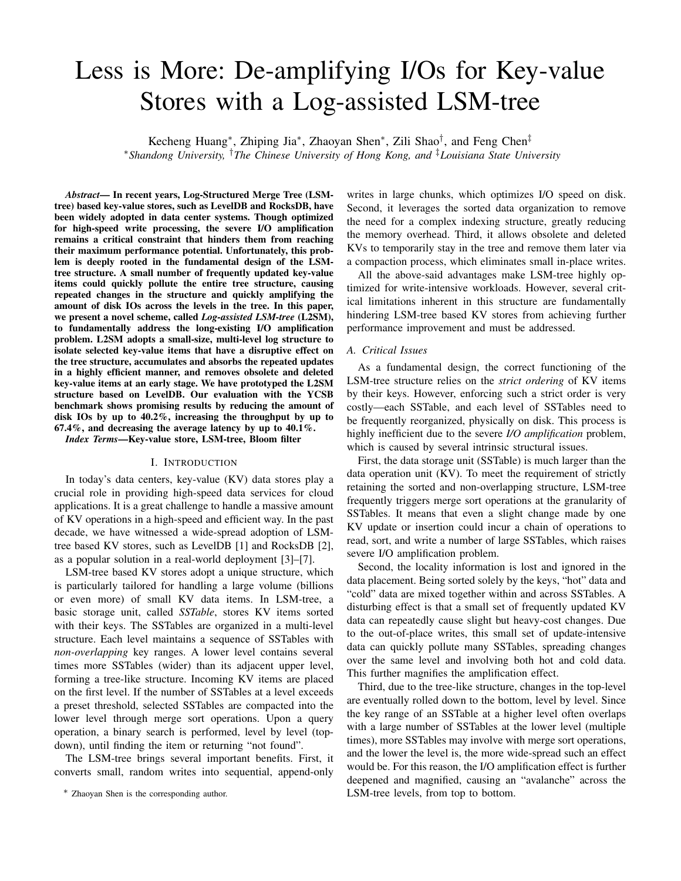# Less is More: De-amplifying I/Os for Key-value Stores with a Log-assisted LSM-tree

Kecheng Huang*, Zhiping Jia*, Zhaoyan Shen*, Zili Shao†, and Feng Chen‡

*Shandong University, †The Chinese University of Hong Kong, and ‡Louisiana State University

***Abstract*— In recent years, Log-Structured Merge Tree (LSM-tree) based key-value stores, such as LevelDB and RocksDB, have been widely adopted in data center systems. Though optimized for high-speed write processing, the severe I/O amplification remains a critical constraint that hinders them from reaching their maximum performance potential. Unfortunately, this problem is deeply rooted in the fundamental design of the LSM-tree structure. A small number of frequently updated key-value items could quickly pollute the entire tree structure, causing repeated changes in the structure and quickly amplifying the amount of disk IOs across the levels in the tree. In this paper, we present a novel scheme, called *Log-assisted LSM-tree* (L2SM), to fundamentally address the long-existing I/O amplification problem. L2SM adopts a small-size, multi-level log structure to isolate selected key-value items that have a disruptive effect on the tree structure, accumulates and absorbs the repeated updates in a highly efficient manner, and removes obsolete and deleted key-value items at an early stage. We have prototyped the L2SM structure based on LevelDB. Our evaluation with the YCSB benchmark shows promising results by reducing the amount of disk IOs by up to 40.2%, increasing the throughput by up to 67.4%, and decreasing the average latency by up to 40.1%.**

***Index Terms*—Key-value store, LSM-tree, Bloom filter**

## I. Introduction

In today's data centers, key-value (KV) data stores play a crucial role in providing high-speed data services for cloud applications. It is a great challenge to handle a massive amount of KV operations in a high-speed and efficient way. In the past decade, we have witnessed a wide-spread adoption of LSM-tree based KV stores, such as LevelDB [1] and RocksDB [2], as a popular solution in a real-world deployment [3]–[7].

LSM-tree based KV stores adopt a unique structure, which is particularly tailored for handling a large volume (billions or even more) of small KV data items. In LSM-tree, a basic storage unit, called *SSTable*, stores KV items sorted with their keys. The SSTables are organized in a multi-level structure. Each level maintains a sequence of SSTables with *non-overlapping* key ranges. A lower level contains several times more SSTables (wider) than its adjacent upper level, forming a tree-like structure. Incoming KV items are placed on the first level. If the number of SSTables at a level exceeds a preset threshold, selected SSTables are compacted into the lower level through merge sort operations. Upon a query operation, a binary search is performed, level by level (top-down), until finding the item or returning "not found".

The LSM-tree brings several important benefits. First, it converts small, random writes into sequential, append-only writes in large chunks, which optimizes I/O speed on disk. Second, it leverages the sorted data organization to remove the need for a complex indexing structure, greatly reducing the memory overhead. Third, it allows obsolete and deleted KVs to temporarily stay in the tree and remove them later via a compaction process, which eliminates small in-place writes.

All the above-said advantages make LSM-tree highly optimized for write-intensive workloads. However, several critical limitations inherent in this structure are fundamentally hindering LSM-tree based KV stores from achieving further performance improvement and must be addressed.

### A. Critical Issues

As a fundamental design, the correct functioning of the LSM-tree structure relies on the *strict ordering* of KV items by their keys. However, enforcing such a strict order is very costly—each SSTable, and each level of SSTables need to be frequently reorganized, physically on disk. This process is highly inefficient due to the severe *I/O amplification* problem, which is caused by several intrinsic structural issues.

First, the data storage unit (SSTable) is much larger than the data operation unit (KV). To meet the requirement of strictly retaining the sorted and non-overlapping structure, LSM-tree frequently triggers merge sort operations at the granularity of SSTables. It means that even a slight change made by one KV update or insertion could incur a chain of operations to read, sort, and write a number of large SSTables, which raises severe I/O amplification problem.

Second, the locality information is lost and ignored in the data placement. Being sorted solely by the keys, "hot" data and "cold" data are mixed together within and across SSTables. A disturbing effect is that a small set of frequently updated KV data can repeatedly cause slight but heavy-cost changes. Due to the out-of-place writes, this small set of update-intensive data can quickly pollute many SSTables, spreading changes over the same level and involving both hot and cold data. This further magnifies the amplification effect.

Third, due to the tree-like structure, changes in the top-level are eventually rolled down to the bottom, level by level. Since the key range of an SSTable at a higher level often overlaps with a large number of SSTables at the lower level (multiple times), more SSTables may involve with merge sort operations, and the lower the level is, the more wide-spread such an effect would be. For this reason, the I/O amplification effect is further deepened and magnified, causing an "avalanche" across the LSM-tree levels, from top to bottom.

* Zhaoyan Shen is the corresponding author.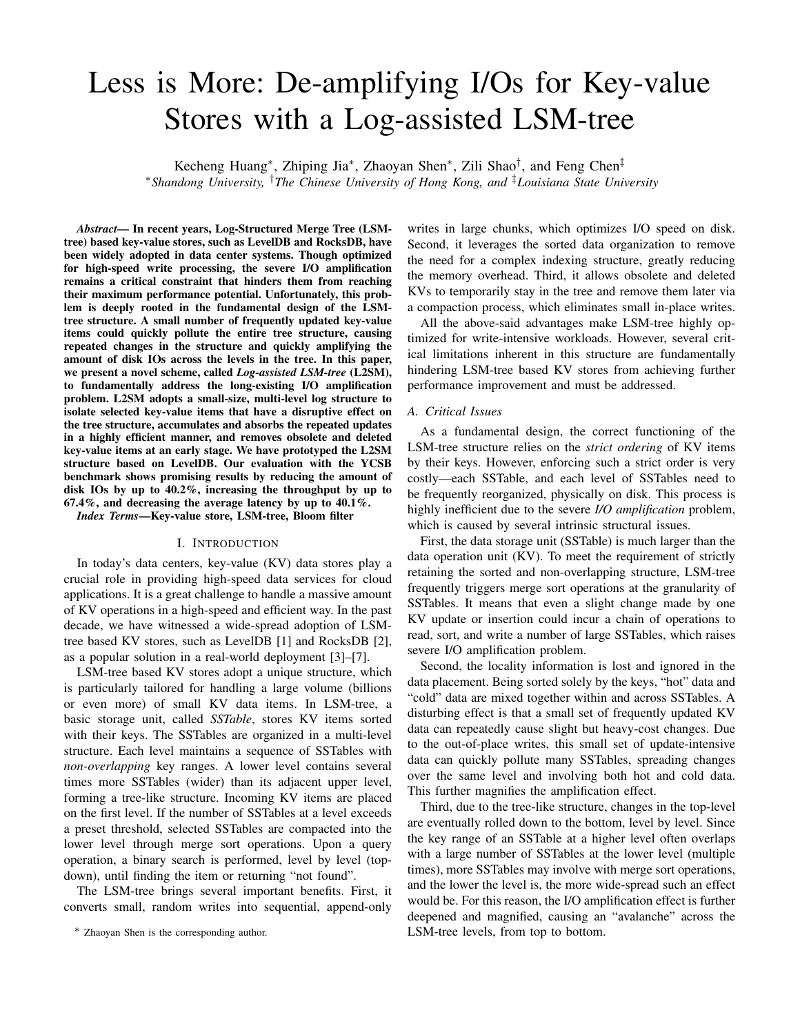# Less is More: De-amplifying I/Os for Key-value Stores with a Log-assisted LSM-tree

Kecheng Huang*, Zhiping Jia*, Zhaoyan Shen*, Zili Shao†, and Feng Chen‡

*Shandong University, †The Chinese University of Hong Kong, and ‡Louisiana State University

***Abstract*— In recent years, Log-Structured Merge Tree (LSM-tree) based key-value stores, such as LevelDB and RocksDB, have been widely adopted in data center systems. Though optimized for high-speed write processing, the severe I/O amplification remains a critical constraint that hinders them from reaching their maximum performance potential. Unfortunately, this problem is deeply rooted in the fundamental design of the LSM-tree structure. A small number of frequently updated key-value items could quickly pollute the entire tree structure, causing repeated changes in the structure and quickly amplifying the amount of disk IOs across the levels in the tree. In this paper, we present a novel scheme, called *Log-assisted LSM-tree* (L2SM), to fundamentally address the long-existing I/O amplification problem. L2SM adopts a small-size, multi-level log structure to isolate selected key-value items that have a disruptive effect on the tree structure, accumulates and absorbs the repeated updates in a highly efficient manner, and removes obsolete and deleted key-value items at an early stage. We have prototyped the L2SM structure based on LevelDB. Our evaluation with the YCSB benchmark shows promising results by reducing the amount of disk IOs by up to 40.2%, increasing the throughput by up to 67.4%, and decreasing the average latency by up to 40.1%.**

***Index Terms*—Key-value store, LSM-tree, Bloom filter**

## I. Introduction

In today's data centers, key-value (KV) data stores play a crucial role in providing high-speed data services for cloud applications. It is a great challenge to handle a massive amount of KV operations in a high-speed and efficient way. In the past decade, we have witnessed a wide-spread adoption of LSM-tree based KV stores, such as LevelDB [1] and RocksDB [2], as a popular solution in a real-world deployment [3]–[7].

LSM-tree based KV stores adopt a unique structure, which is particularly tailored for handling a large volume (billions or even more) of small KV data items. In LSM-tree, a basic storage unit, called *SSTable*, stores KV items sorted with their keys. The SSTables are organized in a multi-level structure. Each level maintains a sequence of SSTables with *non-overlapping* key ranges. A lower level contains several times more SSTables (wider) than its adjacent upper level, forming a tree-like structure. Incoming KV items are placed on the first level. If the number of SSTables at a level exceeds a preset threshold, selected SSTables are compacted into the lower level through merge sort operations. Upon a query operation, a binary search is performed, level by level (top-down), until finding the item or returning "not found".

The LSM-tree brings several important benefits. First, it converts small, random writes into sequential, append-only writes in large chunks, which optimizes I/O speed on disk. Second, it leverages the sorted data organization to remove the need for a complex indexing structure, greatly reducing the memory overhead. Third, it allows obsolete and deleted KVs to temporarily stay in the tree and remove them later via a compaction process, which eliminates small in-place writes.

All the above-said advantages make LSM-tree highly optimized for write-intensive workloads. However, several critical limitations inherent in this structure are fundamentally hindering LSM-tree based KV stores from achieving further performance improvement and must be addressed.

### A. Critical Issues

As a fundamental design, the correct functioning of the LSM-tree structure relies on the *strict ordering* of KV items by their keys. However, enforcing such a strict order is very costly—each SSTable, and each level of SSTables need to be frequently reorganized, physically on disk. This process is highly inefficient due to the severe *I/O amplification* problem, which is caused by several intrinsic structural issues.

First, the data storage unit (SSTable) is much larger than the data operation unit (KV). To meet the requirement of strictly retaining the sorted and non-overlapping structure, LSM-tree frequently triggers merge sort operations at the granularity of SSTables. It means that even a slight change made by one KV update or insertion could incur a chain of operations to read, sort, and write a number of large SSTables, which raises severe I/O amplification problem.

Second, the locality information is lost and ignored in the data placement. Being sorted solely by the keys, "hot" data and "cold" data are mixed together within and across SSTables. A disturbing effect is that a small set of frequently updated KV data can repeatedly cause slight but heavy-cost changes. Due to the out-of-place writes, this small set of update-intensive data can quickly pollute many SSTables, spreading changes over the same level and involving both hot and cold data. This further magnifies the amplification effect.

Third, due to the tree-like structure, changes in the top-level are eventually rolled down to the bottom, level by level. Since the key range of an SSTable at a higher level often overlaps with a large number of SSTables at the lower level (multiple times), more SSTables may involve with merge sort operations, and the lower the level is, the more wide-spread such an effect would be. For this reason, the I/O amplification effect is further deepened and magnified, causing an "avalanche" across the LSM-tree levels, from top to bottom.

* Zhaoyan Shen is the corresponding author.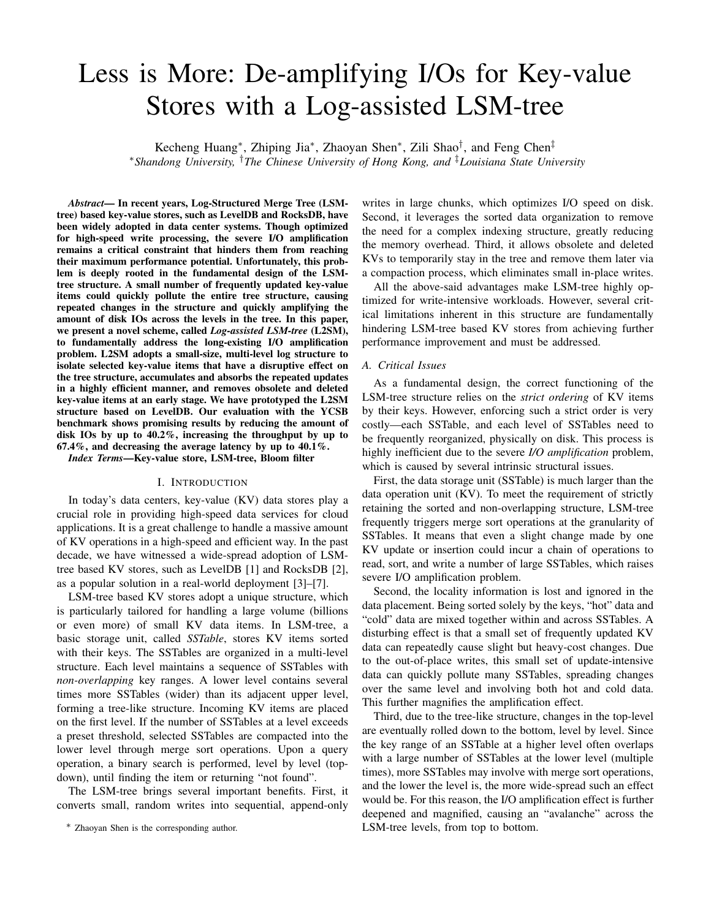# Less is More: De-amplifying I/Os for Key-value Stores with a Log-assisted LSM-tree

Kecheng Huang*, Zhiping Jia*, Zhaoyan Shen*, Zili Shao†, and Feng Chen‡

*Shandong University, †The Chinese University of Hong Kong, and ‡Louisiana State University

***Abstract*— In recent years, Log-Structured Merge Tree (LSM-tree) based key-value stores, such as LevelDB and RocksDB, have been widely adopted in data center systems. Though optimized for high-speed write processing, the severe I/O amplification remains a critical constraint that hinders them from reaching their maximum performance potential. Unfortunately, this problem is deeply rooted in the fundamental design of the LSM-tree structure. A small number of frequently updated key-value items could quickly pollute the entire tree structure, causing repeated changes in the structure and quickly amplifying the amount of disk IOs across the levels in the tree. In this paper, we present a novel scheme, called *Log-assisted LSM-tree* (L2SM), to fundamentally address the long-existing I/O amplification problem. L2SM adopts a small-size, multi-level log structure to isolate selected key-value items that have a disruptive effect on the tree structure, accumulates and absorbs the repeated updates in a highly efficient manner, and removes obsolete and deleted key-value items at an early stage. We have prototyped the L2SM structure based on LevelDB. Our evaluation with the YCSB benchmark shows promising results by reducing the amount of disk IOs by up to 40.2%, increasing the throughput by up to 67.4%, and decreasing the average latency by up to 40.1%.**

***Index Terms*—Key-value store, LSM-tree, Bloom filter**

## I. Introduction

In today's data centers, key-value (KV) data stores play a crucial role in providing high-speed data services for cloud applications. It is a great challenge to handle a massive amount of KV operations in a high-speed and efficient way. In the past decade, we have witnessed a wide-spread adoption of LSM-tree based KV stores, such as LevelDB [1] and RocksDB [2], as a popular solution in a real-world deployment [3]–[7].

LSM-tree based KV stores adopt a unique structure, which is particularly tailored for handling a large volume (billions or even more) of small KV data items. In LSM-tree, a basic storage unit, called *SSTable*, stores KV items sorted with their keys. The SSTables are organized in a multi-level structure. Each level maintains a sequence of SSTables with *non-overlapping* key ranges. A lower level contains several times more SSTables (wider) than its adjacent upper level, forming a tree-like structure. Incoming KV items are placed on the first level. If the number of SSTables at a level exceeds a preset threshold, selected SSTables are compacted into the lower level through merge sort operations. Upon a query operation, a binary search is performed, level by level (top-down), until finding the item or returning "not found".

The LSM-tree brings several important benefits. First, it converts small, random writes into sequential, append-only writes in large chunks, which optimizes I/O speed on disk. Second, it leverages the sorted data organization to remove the need for a complex indexing structure, greatly reducing the memory overhead. Third, it allows obsolete and deleted KVs to temporarily stay in the tree and remove them later via a compaction process, which eliminates small in-place writes.

All the above-said advantages make LSM-tree highly optimized for write-intensive workloads. However, several critical limitations inherent in this structure are fundamentally hindering LSM-tree based KV stores from achieving further performance improvement and must be addressed.

### A. Critical Issues

As a fundamental design, the correct functioning of the LSM-tree structure relies on the *strict ordering* of KV items by their keys. However, enforcing such a strict order is very costly—each SSTable, and each level of SSTables need to be frequently reorganized, physically on disk. This process is highly inefficient due to the severe *I/O amplification* problem, which is caused by several intrinsic structural issues.

First, the data storage unit (SSTable) is much larger than the data operation unit (KV). To meet the requirement of strictly retaining the sorted and non-overlapping structure, LSM-tree frequently triggers merge sort operations at the granularity of SSTables. It means that even a slight change made by one KV update or insertion could incur a chain of operations to read, sort, and write a number of large SSTables, which raises severe I/O amplification problem.

Second, the locality information is lost and ignored in the data placement. Being sorted solely by the keys, "hot" data and "cold" data are mixed together within and across SSTables. A disturbing effect is that a small set of frequently updated KV data can repeatedly cause slight but heavy-cost changes. Due to the out-of-place writes, this small set of update-intensive data can quickly pollute many SSTables, spreading changes over the same level and involving both hot and cold data. This further magnifies the amplification effect.

Third, due to the tree-like structure, changes in the top-level are eventually rolled down to the bottom, level by level. Since the key range of an SSTable at a higher level often overlaps with a large number of SSTables at the lower level (multiple times), more SSTables may involve with merge sort operations, and the lower the level is, the more wide-spread such an effect would be. For this reason, the I/O amplification effect is further deepened and magnified, causing an "avalanche" across the LSM-tree levels, from top to bottom.

* Zhaoyan Shen is the corresponding author.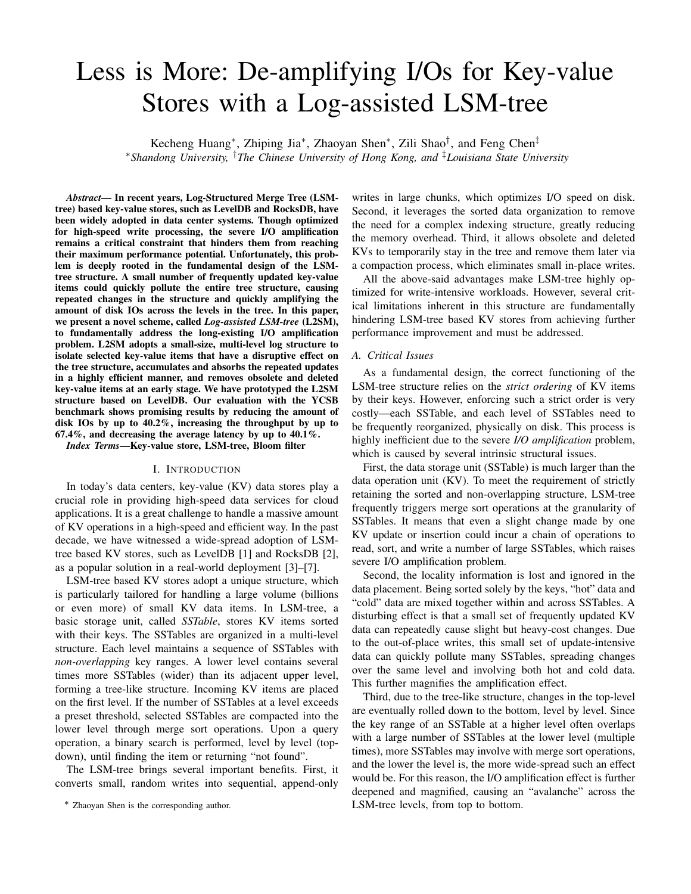# Less is More: De-amplifying I/Os for Key-value Stores with a Log-assisted LSM-tree

Kecheng Huang*, Zhiping Jia*, Zhaoyan Shen*, Zili Shao†, and Feng Chen‡

*Shandong University, †The Chinese University of Hong Kong, and ‡Louisiana State University

***Abstract*— In recent years, Log-Structured Merge Tree (LSM-tree) based key-value stores, such as LevelDB and RocksDB, have been widely adopted in data center systems. Though optimized for high-speed write processing, the severe I/O amplification remains a critical constraint that hinders them from reaching their maximum performance potential. Unfortunately, this problem is deeply rooted in the fundamental design of the LSM-tree structure. A small number of frequently updated key-value items could quickly pollute the entire tree structure, causing repeated changes in the structure and quickly amplifying the amount of disk IOs across the levels in the tree. In this paper, we present a novel scheme, called *Log-assisted LSM-tree* (L2SM), to fundamentally address the long-existing I/O amplification problem. L2SM adopts a small-size, multi-level log structure to isolate selected key-value items that have a disruptive effect on the tree structure, accumulates and absorbs the repeated updates in a highly efficient manner, and removes obsolete and deleted key-value items at an early stage. We have prototyped the L2SM structure based on LevelDB. Our evaluation with the YCSB benchmark shows promising results by reducing the amount of disk IOs by up to 40.2%, increasing the throughput by up to 67.4%, and decreasing the average latency by up to 40.1%.**

***Index Terms*—Key-value store, LSM-tree, Bloom filter**

## I. Introduction

In today's data centers, key-value (KV) data stores play a crucial role in providing high-speed data services for cloud applications. It is a great challenge to handle a massive amount of KV operations in a high-speed and efficient way. In the past decade, we have witnessed a wide-spread adoption of LSM-tree based KV stores, such as LevelDB [1] and RocksDB [2], as a popular solution in a real-world deployment [3]–[7].

LSM-tree based KV stores adopt a unique structure, which is particularly tailored for handling a large volume (billions or even more) of small KV data items. In LSM-tree, a basic storage unit, called *SSTable*, stores KV items sorted with their keys. The SSTables are organized in a multi-level structure. Each level maintains a sequence of SSTables with *non-overlapping* key ranges. A lower level contains several times more SSTables (wider) than its adjacent upper level, forming a tree-like structure. Incoming KV items are placed on the first level. If the number of SSTables at a level exceeds a preset threshold, selected SSTables are compacted into the lower level through merge sort operations. Upon a query operation, a binary search is performed, level by level (top-down), until finding the item or returning "not found".

The LSM-tree brings several important benefits. First, it converts small, random writes into sequential, append-only writes in large chunks, which optimizes I/O speed on disk. Second, it leverages the sorted data organization to remove the need for a complex indexing structure, greatly reducing the memory overhead. Third, it allows obsolete and deleted KVs to temporarily stay in the tree and remove them later via a compaction process, which eliminates small in-place writes.

All the above-said advantages make LSM-tree highly optimized for write-intensive workloads. However, several critical limitations inherent in this structure are fundamentally hindering LSM-tree based KV stores from achieving further performance improvement and must be addressed.

### A. Critical Issues

As a fundamental design, the correct functioning of the LSM-tree structure relies on the *strict ordering* of KV items by their keys. However, enforcing such a strict order is very costly—each SSTable, and each level of SSTables need to be frequently reorganized, physically on disk. This process is highly inefficient due to the severe *I/O amplification* problem, which is caused by several intrinsic structural issues.

First, the data storage unit (SSTable) is much larger than the data operation unit (KV). To meet the requirement of strictly retaining the sorted and non-overlapping structure, LSM-tree frequently triggers merge sort operations at the granularity of SSTables. It means that even a slight change made by one KV update or insertion could incur a chain of operations to read, sort, and write a number of large SSTables, which raises severe I/O amplification problem.

Second, the locality information is lost and ignored in the data placement. Being sorted solely by the keys, "hot" data and "cold" data are mixed together within and across SSTables. A disturbing effect is that a small set of frequently updated KV data can repeatedly cause slight but heavy-cost changes. Due to the out-of-place writes, this small set of update-intensive data can quickly pollute many SSTables, spreading changes over the same level and involving both hot and cold data. This further magnifies the amplification effect.

Third, due to the tree-like structure, changes in the top-level are eventually rolled down to the bottom, level by level. Since the key range of an SSTable at a higher level often overlaps with a large number of SSTables at the lower level (multiple times), more SSTables may involve with merge sort operations, and the lower the level is, the more wide-spread such an effect would be. For this reason, the I/O amplification effect is further deepened and magnified, causing an "avalanche" across the LSM-tree levels, from top to bottom.

* Zhaoyan Shen is the corresponding author.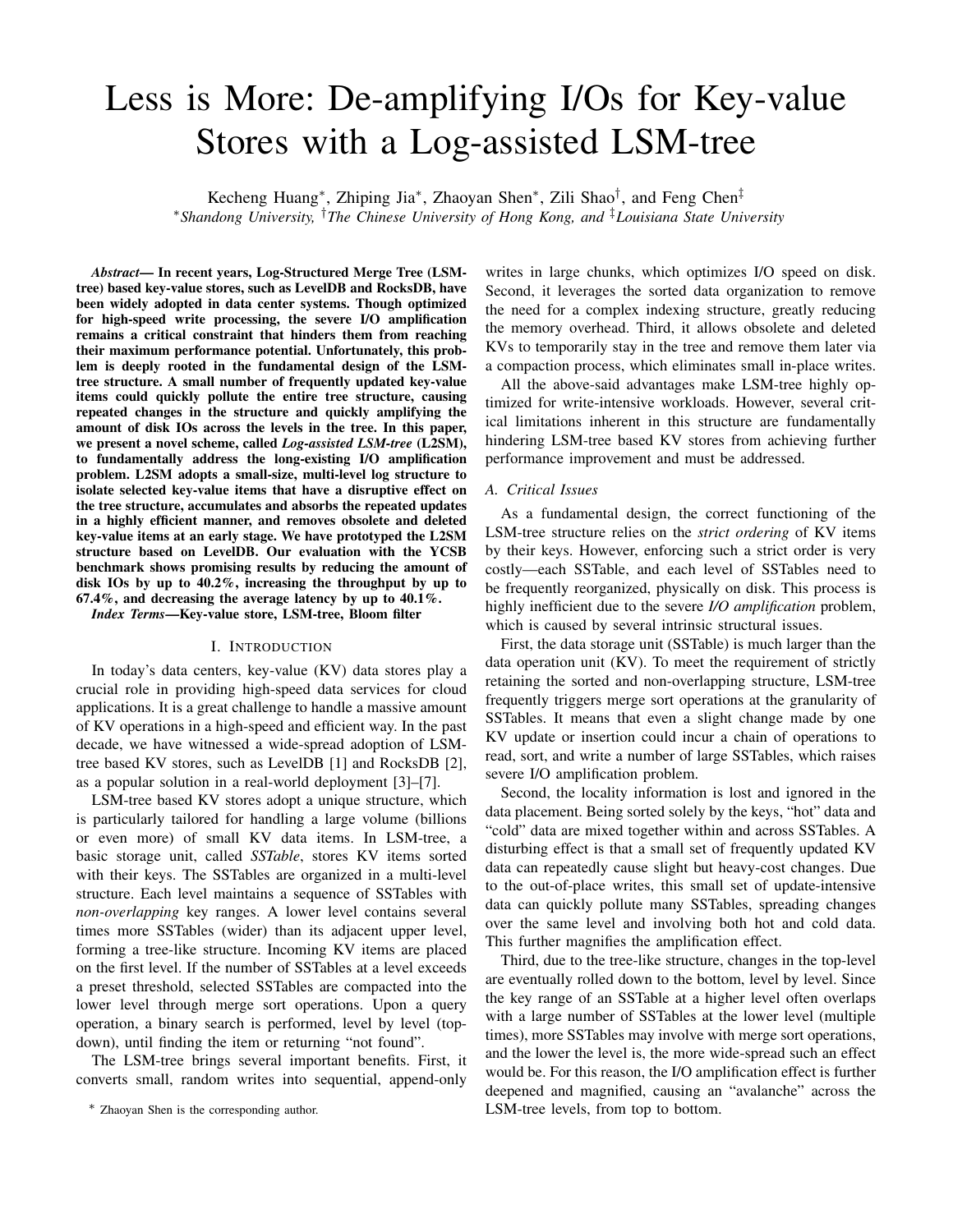# Less is More: De-amplifying I/Os for Key-value Stores with a Log-assisted LSM-tree

Kecheng Huang[*], Zhiping Jia[*], Zhaoyan Shen[*], Zili Shao[†], and Feng Chen[‡]

[*]*Shandong University,* [†]*The Chinese University of Hong Kong, and* [‡]*Louisiana State University*

***Abstract*— In recent years, Log-Structured Merge Tree (LSM-tree) based key-value stores, such as LevelDB and RocksDB, have been widely adopted in data center systems. Though optimized for high-speed write processing, the severe I/O amplification remains a critical constraint that hinders them from reaching their maximum performance potential. Unfortunately, this problem is deeply rooted in the fundamental design of the LSM-tree structure. A small number of frequently updated key-value items could quickly pollute the entire tree structure, causing repeated changes in the structure and quickly amplifying the amount of disk IOs across the levels in the tree. In this paper, we present a novel scheme, called *Log-assisted LSM-tree* (L2SM), to fundamentally address the long-existing I/O amplification problem. L2SM adopts a small-size, multi-level log structure to isolate selected key-value items that have a disruptive effect on the tree structure, accumulates and absorbs the repeated updates in a highly efficient manner, and removes obsolete and deleted key-value items at an early stage. We have prototyped the L2SM structure based on LevelDB. Our evaluation with the YCSB benchmark shows promising results by reducing the amount of disk IOs by up to 40.2%, increasing the throughput by up to 67.4%, and decreasing the average latency by up to 40.1%.**

***Index Terms*—Key-value store, LSM-tree, Bloom filter**

## I. Introduction

In today's data centers, key-value (KV) data stores play a crucial role in providing high-speed data services for cloud applications. It is a great challenge to handle a massive amount of KV operations in a high-speed and efficient way. In the past decade, we have witnessed a wide-spread adoption of LSM-tree based KV stores, such as LevelDB [1] and RocksDB [2], as a popular solution in a real-world deployment [3]–[7].

LSM-tree based KV stores adopt a unique structure, which is particularly tailored for handling a large volume (billions or even more) of small KV data items. In LSM-tree, a basic storage unit, called *SSTable*, stores KV items sorted with their keys. The SSTables are organized in a multi-level structure. Each level maintains a sequence of SSTables with *non-overlapping* key ranges. A lower level contains several times more SSTables (wider) than its adjacent upper level, forming a tree-like structure. Incoming KV items are placed on the first level. If the number of SSTables at a level exceeds a preset threshold, selected SSTables are compacted into the lower level through merge sort operations. Upon a query operation, a binary search is performed, level by level (top-down), until finding the item or returning "not found".

The LSM-tree brings several important benefits. First, it converts small, random writes into sequential, append-only writes in large chunks, which optimizes I/O speed on disk. Second, it leverages the sorted data organization to remove the need for a complex indexing structure, greatly reducing the memory overhead. Third, it allows obsolete and deleted KVs to temporarily stay in the tree and remove them later via a compaction process, which eliminates small in-place writes.

All the above-said advantages make LSM-tree highly optimized for write-intensive workloads. However, several critical limitations inherent in this structure are fundamentally hindering LSM-tree based KV stores from achieving further performance improvement and must be addressed.

### A. Critical Issues

As a fundamental design, the correct functioning of the LSM-tree structure relies on the *strict ordering* of KV items by their keys. However, enforcing such a strict order is very costly—each SSTable, and each level of SSTables need to be frequently reorganized, physically on disk. This process is highly inefficient due to the severe *I/O amplification* problem, which is caused by several intrinsic structural issues.

First, the data storage unit (SSTable) is much larger than the data operation unit (KV). To meet the requirement of strictly retaining the sorted and non-overlapping structure, LSM-tree frequently triggers merge sort operations at the granularity of SSTables. It means that even a slight change made by one KV update or insertion could incur a chain of operations to read, sort, and write a number of large SSTables, which raises severe I/O amplification problem.

Second, the locality information is lost and ignored in the data placement. Being sorted solely by the keys, "hot" data and "cold" data are mixed together within and across SSTables. A disturbing effect is that a small set of frequently updated KV data can repeatedly cause slight but heavy-cost changes. Due to the out-of-place writes, this small set of update-intensive data can quickly pollute many SSTables, spreading changes over the same level and involving both hot and cold data. This further magnifies the amplification effect.

Third, due to the tree-like structure, changes in the top-level are eventually rolled down to the bottom, level by level. Since the key range of an SSTable at a higher level often overlaps with a large number of SSTables at the lower level (multiple times), more SSTables may involve with merge sort operations, and the lower the level is, the more wide-spread such an effect would be. For this reason, the I/O amplification effect is further deepened and magnified, causing an "avalanche" across the LSM-tree levels, from top to bottom.

[*] Zhaoyan Shen is the corresponding author.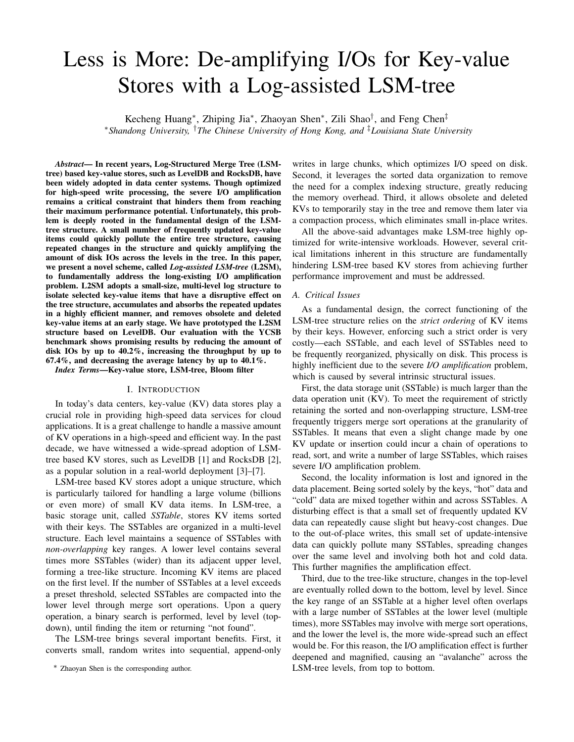// Less is More: De-amplifying I/Os for Key-value Stores with a Log-assisted LSM-tree

Kecheng Huang[*], Zhiping Jia[*], Zhaoyan Shen[*], Zili Shao[†], and Feng Chen[‡]

[*]*Shandong University,* [†]*The Chinese University of Hong Kong, and* [‡]*Louisiana State University*

***Abstract*— In recent years, Log-Structured Merge Tree (LSM-tree) based key-value stores, such as LevelDB and RocksDB, have been widely adopted in data center systems. Though optimized for high-speed write processing, the severe I/O amplification remains a critical constraint that hinders them from reaching their maximum performance potential. Unfortunately, this problem is deeply rooted in the fundamental design of the LSM-tree structure. A small number of frequently updated key-value items could quickly pollute the entire tree structure, causing repeated changes in the structure and quickly amplifying the amount of disk IOs across the levels in the tree. In this paper, we present a novel scheme, called *Log-assisted LSM-tree* (L2SM), to fundamentally address the long-existing I/O amplification problem. L2SM adopts a small-size, multi-level log structure to isolate selected key-value items that have a disruptive effect on the tree structure, accumulates and absorbs the repeated updates in a highly efficient manner, and removes obsolete and deleted key-value items at an early stage. We have prototyped the L2SM structure based on LevelDB. Our evaluation with the YCSB benchmark shows promising results by reducing the amount of disk IOs by up to 40.2%, increasing the throughput by up to 67.4%, and decreasing the average latency by up to 40.1%.**

***Index Terms*—Key-value store, LSM-tree, Bloom filter**

## I. Introduction

In today's data centers, key-value (KV) data stores play a crucial role in providing high-speed data services for cloud applications. It is a great challenge to handle a massive amount of KV operations in a high-speed and efficient way. In the past decade, we have witnessed a wide-spread adoption of LSM-tree based KV stores, such as LevelDB [1] and RocksDB [2], as a popular solution in a real-world deployment [3]–[7].

LSM-tree based KV stores adopt a unique structure, which is particularly tailored for handling a large volume (billions or even more) of small KV data items. In LSM-tree, a basic storage unit, called *SSTable*, stores KV items sorted with their keys. The SSTables are organized in a multi-level structure. Each level maintains a sequence of SSTables with *non-overlapping* key ranges. A lower level contains several times more SSTables (wider) than its adjacent upper level, forming a tree-like structure. Incoming KV items are placed on the first level. If the number of SSTables at a level exceeds a preset threshold, selected SSTables are compacted into the lower level through merge sort operations. Upon a query operation, a binary search is performed, level by level (top-down), until finding the item or returning "not found".

The LSM-tree brings several important benefits. First, it converts small, random writes into sequential, append-only writes in large chunks, which optimizes I/O speed on disk. Second, it leverages the sorted data organization to remove the need for a complex indexing structure, greatly reducing the memory overhead. Third, it allows obsolete and deleted KVs to temporarily stay in the tree and remove them later via a compaction process, which eliminates small in-place writes.

All the above-said advantages make LSM-tree highly optimized for write-intensive workloads. However, several critical limitations inherent in this structure are fundamentally hindering LSM-tree based KV stores from achieving further performance improvement and must be addressed.

### A. Critical Issues

As a fundamental design, the correct functioning of the LSM-tree structure relies on the *strict ordering* of KV items by their keys. However, enforcing such a strict order is very costly—each SSTable, and each level of SSTables need to be frequently reorganized, physically on disk. This process is highly inefficient due to the severe *I/O amplification* problem, which is caused by several intrinsic structural issues.

First, the data storage unit (SSTable) is much larger than the data operation unit (KV). To meet the requirement of strictly retaining the sorted and non-overlapping structure, LSM-tree frequently triggers merge sort operations at the granularity of SSTables. It means that even a slight change made by one KV update or insertion could incur a chain of operations to read, sort, and write a number of large SSTables, which raises severe I/O amplification problem.

Second, the locality information is lost and ignored in the data placement. Being sorted solely by the keys, "hot" data and "cold" data are mixed together within and across SSTables. A disturbing effect is that a small set of frequently updated KV data can repeatedly cause slight but heavy-cost changes. Due to the out-of-place writes, this small set of update-intensive data can quickly pollute many SSTables, spreading changes over the same level and involving both hot and cold data. This further magnifies the amplification effect.

Third, due to the tree-like structure, changes in the top-level are eventually rolled down to the bottom, level by level. Since the key range of an SSTable at a higher level often overlaps with a large number of SSTables at the lower level (multiple times), more SSTables may involve with merge sort operations, and the lower the level is, the more wide-spread such an effect would be. For this reason, the I/O amplification effect is further deepened and magnified, causing an "avalanche" across the LSM-tree levels, from top to bottom.

[*] Zhaoyan Shen is the corresponding author.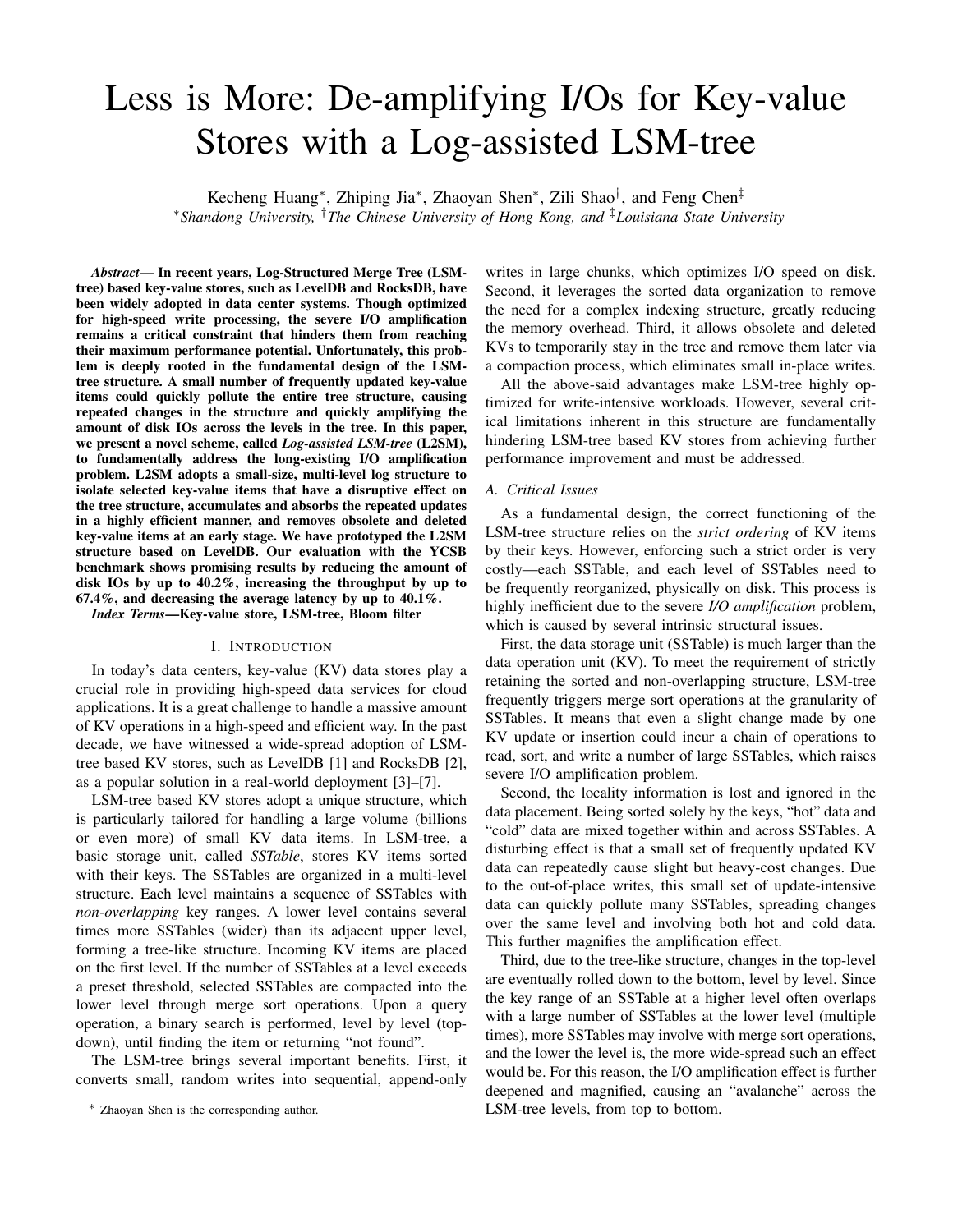# Less is More: De-amplifying I/Os for Key-value Stores with a Log-assisted LSM-tree

Kecheng Huang*, Zhiping Jia*, Zhaoyan Shen*, Zili Shao†, and Feng Chen‡

*Shandong University, †The Chinese University of Hong Kong, and ‡Louisiana State University

***Abstract*— In recent years, Log-Structured Merge Tree (LSM-tree) based key-value stores, such as LevelDB and RocksDB, have been widely adopted in data center systems. Though optimized for high-speed write processing, the severe I/O amplification remains a critical constraint that hinders them from reaching their maximum performance potential. Unfortunately, this problem is deeply rooted in the fundamental design of the LSM-tree structure. A small number of frequently updated key-value items could quickly pollute the entire tree structure, causing repeated changes in the structure and quickly amplifying the amount of disk IOs across the levels in the tree. In this paper, we present a novel scheme, called *Log-assisted LSM-tree* (L2SM), to fundamentally address the long-existing I/O amplification problem. L2SM adopts a small-size, multi-level log structure to isolate selected key-value items that have a disruptive effect on the tree structure, accumulates and absorbs the repeated updates in a highly efficient manner, and removes obsolete and deleted key-value items at an early stage. We have prototyped the L2SM structure based on LevelDB. Our evaluation with the YCSB benchmark shows promising results by reducing the amount of disk IOs by up to 40.2%, increasing the throughput by up to 67.4%, and decreasing the average latency by up to 40.1%.**

***Index Terms*—Key-value store, LSM-tree, Bloom filter**

## I. Introduction

In today's data centers, key-value (KV) data stores play a crucial role in providing high-speed data services for cloud applications. It is a great challenge to handle a massive amount of KV operations in a high-speed and efficient way. In the past decade, we have witnessed a wide-spread adoption of LSM-tree based KV stores, such as LevelDB [1] and RocksDB [2], as a popular solution in a real-world deployment [3]–[7].

LSM-tree based KV stores adopt a unique structure, which is particularly tailored for handling a large volume (billions or even more) of small KV data items. In LSM-tree, a basic storage unit, called *SSTable*, stores KV items sorted with their keys. The SSTables are organized in a multi-level structure. Each level maintains a sequence of SSTables with *non-overlapping* key ranges. A lower level contains several times more SSTables (wider) than its adjacent upper level, forming a tree-like structure. Incoming KV items are placed on the first level. If the number of SSTables at a level exceeds a preset threshold, selected SSTables are compacted into the lower level through merge sort operations. Upon a query operation, a binary search is performed, level by level (top-down), until finding the item or returning "not found".

The LSM-tree brings several important benefits. First, it converts small, random writes into sequential, append-only writes in large chunks, which optimizes I/O speed on disk. Second, it leverages the sorted data organization to remove the need for a complex indexing structure, greatly reducing the memory overhead. Third, it allows obsolete and deleted KVs to temporarily stay in the tree and remove them later via a compaction process, which eliminates small in-place writes.

All the above-said advantages make LSM-tree highly optimized for write-intensive workloads. However, several critical limitations inherent in this structure are fundamentally hindering LSM-tree based KV stores from achieving further performance improvement and must be addressed.

### A. Critical Issues

As a fundamental design, the correct functioning of the LSM-tree structure relies on the *strict ordering* of KV items by their keys. However, enforcing such a strict order is very costly—each SSTable, and each level of SSTables need to be frequently reorganized, physically on disk. This process is highly inefficient due to the severe *I/O amplification* problem, which is caused by several intrinsic structural issues.

First, the data storage unit (SSTable) is much larger than the data operation unit (KV). To meet the requirement of strictly retaining the sorted and non-overlapping structure, LSM-tree frequently triggers merge sort operations at the granularity of SSTables. It means that even a slight change made by one KV update or insertion could incur a chain of operations to read, sort, and write a number of large SSTables, which raises severe I/O amplification problem.

Second, the locality information is lost and ignored in the data placement. Being sorted solely by the keys, "hot" data and "cold" data are mixed together within and across SSTables. A disturbing effect is that a small set of frequently updated KV data can repeatedly cause slight but heavy-cost changes. Due to the out-of-place writes, this small set of update-intensive data can quickly pollute many SSTables, spreading changes over the same level and involving both hot and cold data. This further magnifies the amplification effect.

Third, due to the tree-like structure, changes in the top-level are eventually rolled down to the bottom, level by level. Since the key range of an SSTable at a higher level often overlaps with a large number of SSTables at the lower level (multiple times), more SSTables may involve with merge sort operations, and the lower the level is, the more wide-spread such an effect would be. For this reason, the I/O amplification effect is further deepened and magnified, causing an "avalanche" across the LSM-tree levels, from top to bottom.

* Zhaoyan Shen is the corresponding author.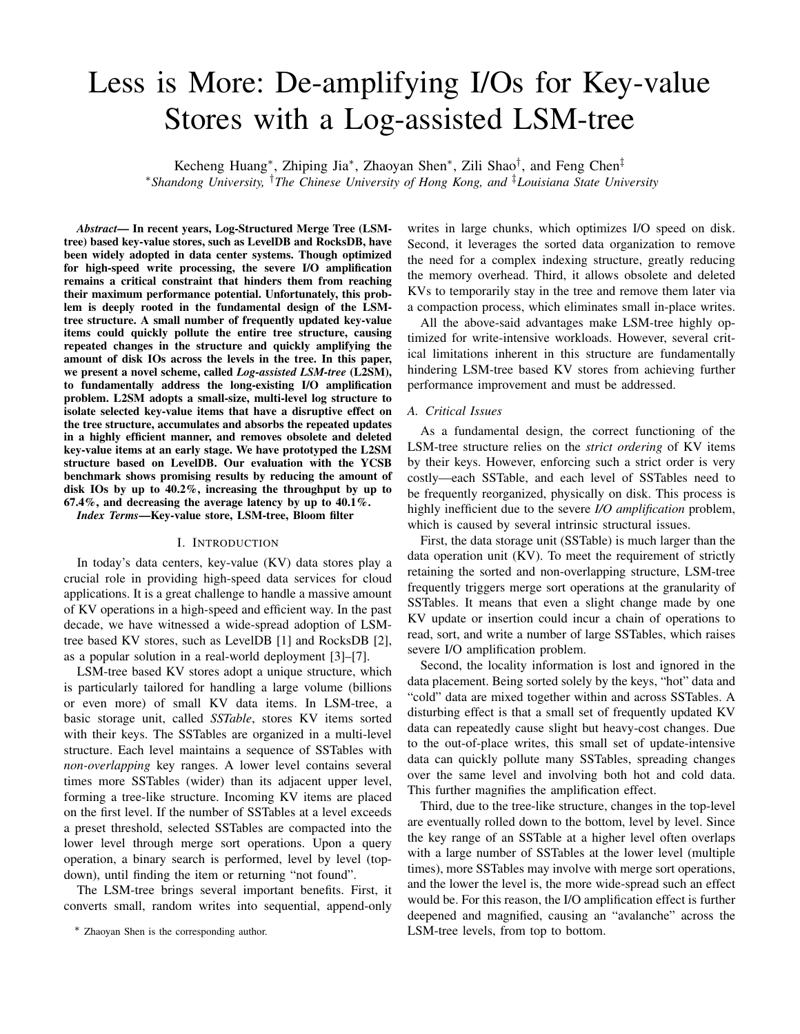// Less is More: De-amplifying I/Os for Key-value Stores with a Log-assisted LSM-tree

Kecheng Huang*, Zhiping Jia*, Zhaoyan Shen*, Zili Shao†, and Feng Chen‡

*Shandong University, †The Chinese University of Hong Kong, and ‡Louisiana State University

***Abstract*— In recent years, Log-Structured Merge Tree (LSM-tree) based key-value stores, such as LevelDB and RocksDB, have been widely adopted in data center systems. Though optimized for high-speed write processing, the severe I/O amplification remains a critical constraint that hinders them from reaching their maximum performance potential. Unfortunately, this problem is deeply rooted in the fundamental design of the LSM-tree structure. A small number of frequently updated key-value items could quickly pollute the entire tree structure, causing repeated changes in the structure and quickly amplifying the amount of disk IOs across the levels in the tree. In this paper, we present a novel scheme, called *Log-assisted LSM-tree* (L2SM), to fundamentally address the long-existing I/O amplification problem. L2SM adopts a small-size, multi-level log structure to isolate selected key-value items that have a disruptive effect on the tree structure, accumulates and absorbs the repeated updates in a highly efficient manner, and removes obsolete and deleted key-value items at an early stage. We have prototyped the L2SM structure based on LevelDB. Our evaluation with the YCSB benchmark shows promising results by reducing the amount of disk IOs by up to 40.2%, increasing the throughput by up to 67.4%, and decreasing the average latency by up to 40.1%.**

***Index Terms*—Key-value store, LSM-tree, Bloom filter**

## I. Introduction

In today's data centers, key-value (KV) data stores play a crucial role in providing high-speed data services for cloud applications. It is a great challenge to handle a massive amount of KV operations in a high-speed and efficient way. In the past decade, we have witnessed a wide-spread adoption of LSM-tree based KV stores, such as LevelDB [1] and RocksDB [2], as a popular solution in a real-world deployment [3]–[7].

LSM-tree based KV stores adopt a unique structure, which is particularly tailored for handling a large volume (billions or even more) of small KV data items. In LSM-tree, a basic storage unit, called *SSTable*, stores KV items sorted with their keys. The SSTables are organized in a multi-level structure. Each level maintains a sequence of SSTables with *non-overlapping* key ranges. A lower level contains several times more SSTables (wider) than its adjacent upper level, forming a tree-like structure. Incoming KV items are placed on the first level. If the number of SSTables at a level exceeds a preset threshold, selected SSTables are compacted into the lower level through merge sort operations. Upon a query operation, a binary search is performed, level by level (top-down), until finding the item or returning "not found".

The LSM-tree brings several important benefits. First, it converts small, random writes into sequential, append-only writes in large chunks, which optimizes I/O speed on disk. Second, it leverages the sorted data organization to remove the need for a complex indexing structure, greatly reducing the memory overhead. Third, it allows obsolete and deleted KVs to temporarily stay in the tree and remove them later via a compaction process, which eliminates small in-place writes.

All the above-said advantages make LSM-tree highly optimized for write-intensive workloads. However, several critical limitations inherent in this structure are fundamentally hindering LSM-tree based KV stores from achieving further performance improvement and must be addressed.

### A. Critical Issues

As a fundamental design, the correct functioning of the LSM-tree structure relies on the *strict ordering* of KV items by their keys. However, enforcing such a strict order is very costly—each SSTable, and each level of SSTables need to be frequently reorganized, physically on disk. This process is highly inefficient due to the severe *I/O amplification* problem, which is caused by several intrinsic structural issues.

First, the data storage unit (SSTable) is much larger than the data operation unit (KV). To meet the requirement of strictly retaining the sorted and non-overlapping structure, LSM-tree frequently triggers merge sort operations at the granularity of SSTables. It means that even a slight change made by one KV update or insertion could incur a chain of operations to read, sort, and write a number of large SSTables, which raises severe I/O amplification problem.

Second, the locality information is lost and ignored in the data placement. Being sorted solely by the keys, "hot" data and "cold" data are mixed together within and across SSTables. A disturbing effect is that a small set of frequently updated KV data can repeatedly cause slight but heavy-cost changes. Due to the out-of-place writes, this small set of update-intensive data can quickly pollute many SSTables, spreading changes over the same level and involving both hot and cold data. This further magnifies the amplification effect.

Third, due to the tree-like structure, changes in the top-level are eventually rolled down to the bottom, level by level. Since the key range of an SSTable at a higher level often overlaps with a large number of SSTables at the lower level (multiple times), more SSTables may involve with merge sort operations, and the lower the level is, the more wide-spread such an effect would be. For this reason, the I/O amplification effect is further deepened and magnified, causing an "avalanche" across the LSM-tree levels, from top to bottom.

* Zhaoyan Shen is the corresponding author.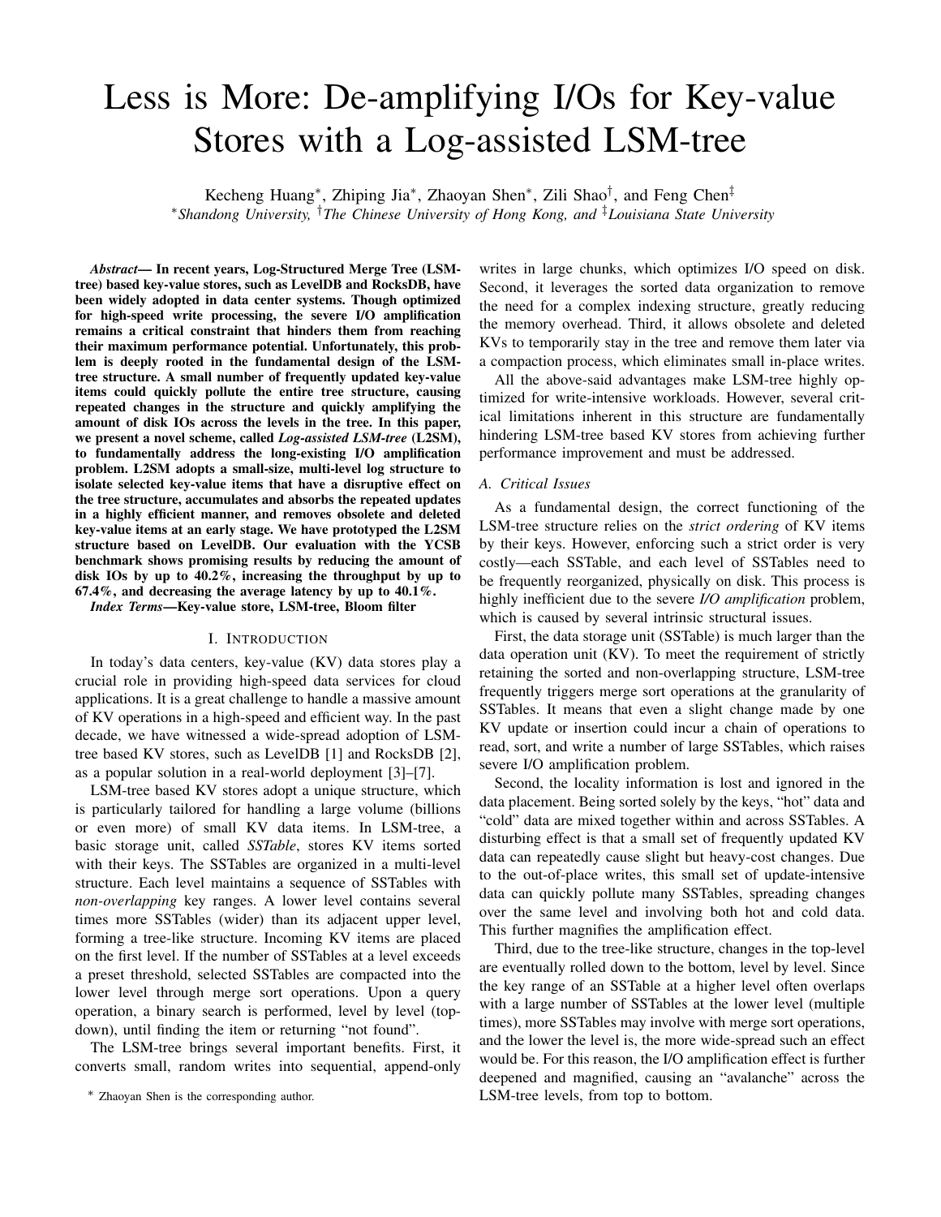# Less is More: De-amplifying I/Os for Key-value Stores with a Log-assisted LSM-tree

Kecheng Huang*, Zhiping Jia*, Zhaoyan Shen*, Zili Shao†, and Feng Chen‡

*Shandong University, †The Chinese University of Hong Kong, and ‡Louisiana State University

***Abstract*— In recent years, Log-Structured Merge Tree (LSM-tree) based key-value stores, such as LevelDB and RocksDB, have been widely adopted in data center systems. Though optimized for high-speed write processing, the severe I/O amplification remains a critical constraint that hinders them from reaching their maximum performance potential. Unfortunately, this problem is deeply rooted in the fundamental design of the LSM-tree structure. A small number of frequently updated key-value items could quickly pollute the entire tree structure, causing repeated changes in the structure and quickly amplifying the amount of disk IOs across the levels in the tree. In this paper, we present a novel scheme, called *Log-assisted LSM-tree* (L2SM), to fundamentally address the long-existing I/O amplification problem. L2SM adopts a small-size, multi-level log structure to isolate selected key-value items that have a disruptive effect on the tree structure, accumulates and absorbs the repeated updates in a highly efficient manner, and removes obsolete and deleted key-value items at an early stage. We have prototyped the L2SM structure based on LevelDB. Our evaluation with the YCSB benchmark shows promising results by reducing the amount of disk IOs by up to 40.2%, increasing the throughput by up to 67.4%, and decreasing the average latency by up to 40.1%.**

***Index Terms*—Key-value store, LSM-tree, Bloom filter**

## I. Introduction

In today's data centers, key-value (KV) data stores play a crucial role in providing high-speed data services for cloud applications. It is a great challenge to handle a massive amount of KV operations in a high-speed and efficient way. In the past decade, we have witnessed a wide-spread adoption of LSM-tree based KV stores, such as LevelDB [1] and RocksDB [2], as a popular solution in a real-world deployment [3]–[7].

LSM-tree based KV stores adopt a unique structure, which is particularly tailored for handling a large volume (billions or even more) of small KV data items. In LSM-tree, a basic storage unit, called *SSTable*, stores KV items sorted with their keys. The SSTables are organized in a multi-level structure. Each level maintains a sequence of SSTables with *non-overlapping* key ranges. A lower level contains several times more SSTables (wider) than its adjacent upper level, forming a tree-like structure. Incoming KV items are placed on the first level. If the number of SSTables at a level exceeds a preset threshold, selected SSTables are compacted into the lower level through merge sort operations. Upon a query operation, a binary search is performed, level by level (top-down), until finding the item or returning "not found".

The LSM-tree brings several important benefits. First, it converts small, random writes into sequential, append-only writes in large chunks, which optimizes I/O speed on disk. Second, it leverages the sorted data organization to remove the need for a complex indexing structure, greatly reducing the memory overhead. Third, it allows obsolete and deleted KVs to temporarily stay in the tree and remove them later via a compaction process, which eliminates small in-place writes.

All the above-said advantages make LSM-tree highly optimized for write-intensive workloads. However, several critical limitations inherent in this structure are fundamentally hindering LSM-tree based KV stores from achieving further performance improvement and must be addressed.

### A. Critical Issues

As a fundamental design, the correct functioning of the LSM-tree structure relies on the *strict ordering* of KV items by their keys. However, enforcing such a strict order is very costly—each SSTable, and each level of SSTables need to be frequently reorganized, physically on disk. This process is highly inefficient due to the severe *I/O amplification* problem, which is caused by several intrinsic structural issues.

First, the data storage unit (SSTable) is much larger than the data operation unit (KV). To meet the requirement of strictly retaining the sorted and non-overlapping structure, LSM-tree frequently triggers merge sort operations at the granularity of SSTables. It means that even a slight change made by one KV update or insertion could incur a chain of operations to read, sort, and write a number of large SSTables, which raises severe I/O amplification problem.

Second, the locality information is lost and ignored in the data placement. Being sorted solely by the keys, "hot" data and "cold" data are mixed together within and across SSTables. A disturbing effect is that a small set of frequently updated KV data can repeatedly cause slight but heavy-cost changes. Due to the out-of-place writes, this small set of update-intensive data can quickly pollute many SSTables, spreading changes over the same level and involving both hot and cold data. This further magnifies the amplification effect.

Third, due to the tree-like structure, changes in the top-level are eventually rolled down to the bottom, level by level. Since the key range of an SSTable at a higher level often overlaps with a large number of SSTables at the lower level (multiple times), more SSTables may involve with merge sort operations, and the lower the level is, the more wide-spread such an effect would be. For this reason, the I/O amplification effect is further deepened and magnified, causing an "avalanche" across the LSM-tree levels, from top to bottom.

* Zhaoyan Shen is the corresponding author.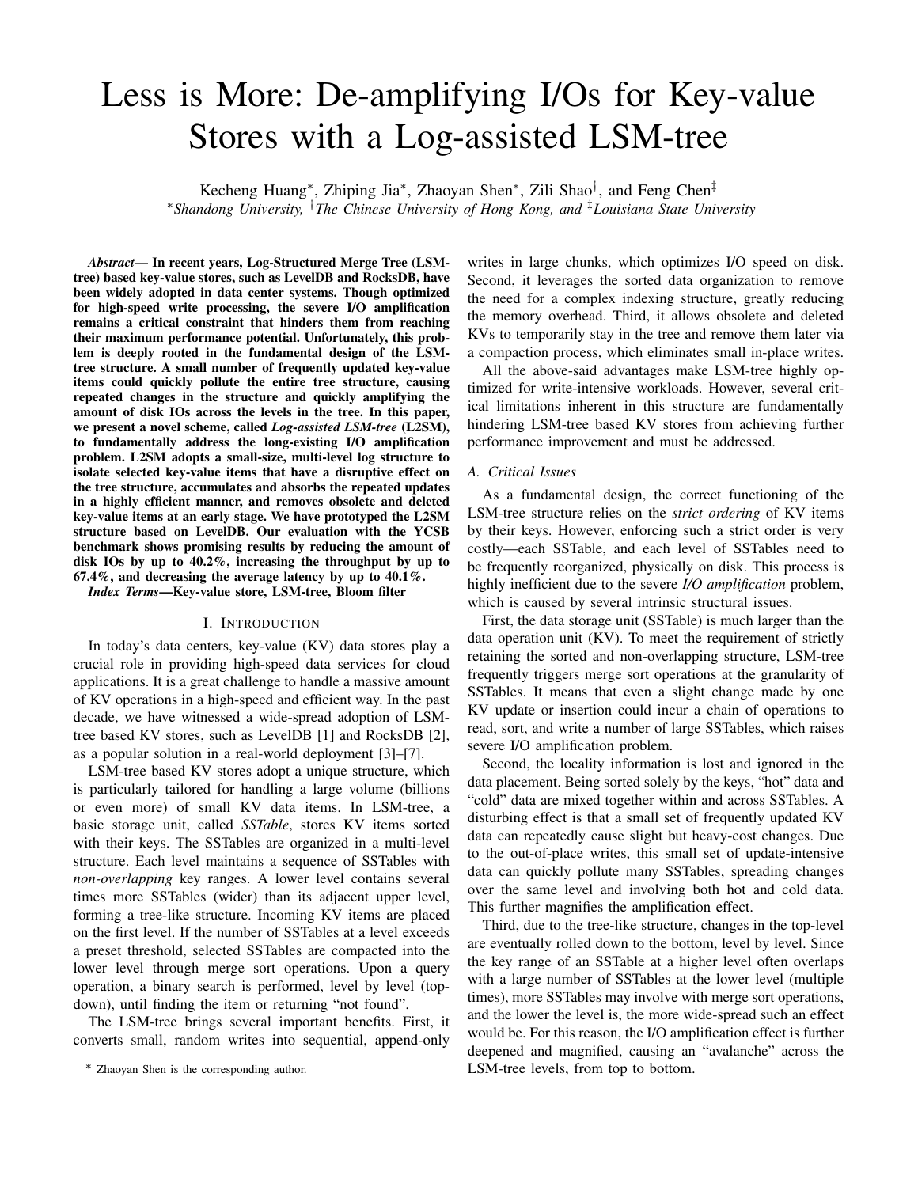# Less is More: De-amplifying I/Os for Key-value Stores with a Log-assisted LSM-tree

Kecheng Huang[*], Zhiping Jia[*], Zhaoyan Shen[*], Zili Shao[†], and Feng Chen[‡]

[*]*Shandong University,* [†]*The Chinese University of Hong Kong, and* [‡]*Louisiana State University*

***Abstract*— In recent years, Log-Structured Merge Tree (LSM-tree) based key-value stores, such as LevelDB and RocksDB, have been widely adopted in data center systems. Though optimized for high-speed write processing, the severe I/O amplification remains a critical constraint that hinders them from reaching their maximum performance potential. Unfortunately, this problem is deeply rooted in the fundamental design of the LSM-tree structure. A small number of frequently updated key-value items could quickly pollute the entire tree structure, causing repeated changes in the structure and quickly amplifying the amount of disk IOs across the levels in the tree. In this paper, we present a novel scheme, called *Log-assisted LSM-tree* (L2SM), to fundamentally address the long-existing I/O amplification problem. L2SM adopts a small-size, multi-level log structure to isolate selected key-value items that have a disruptive effect on the tree structure, accumulates and absorbs the repeated updates in a highly efficient manner, and removes obsolete and deleted key-value items at an early stage. We have prototyped the L2SM structure based on LevelDB. Our evaluation with the YCSB benchmark shows promising results by reducing the amount of disk IOs by up to 40.2%, increasing the throughput by up to 67.4%, and decreasing the average latency by up to 40.1%.**

***Index Terms*—Key-value store, LSM-tree, Bloom filter**

## I. Introduction

In today's data centers, key-value (KV) data stores play a crucial role in providing high-speed data services for cloud applications. It is a great challenge to handle a massive amount of KV operations in a high-speed and efficient way. In the past decade, we have witnessed a wide-spread adoption of LSM-tree based KV stores, such as LevelDB [1] and RocksDB [2], as a popular solution in a real-world deployment [3]–[7].

LSM-tree based KV stores adopt a unique structure, which is particularly tailored for handling a large volume (billions or even more) of small KV data items. In LSM-tree, a basic storage unit, called *SSTable*, stores KV items sorted with their keys. The SSTables are organized in a multi-level structure. Each level maintains a sequence of SSTables with *non-overlapping* key ranges. A lower level contains several times more SSTables (wider) than its adjacent upper level, forming a tree-like structure. Incoming KV items are placed on the first level. If the number of SSTables at a level exceeds a preset threshold, selected SSTables are compacted into the lower level through merge sort operations. Upon a query operation, a binary search is performed, level by level (top-down), until finding the item or returning "not found".

The LSM-tree brings several important benefits. First, it converts small, random writes into sequential, append-only writes in large chunks, which optimizes I/O speed on disk. Second, it leverages the sorted data organization to remove the need for a complex indexing structure, greatly reducing the memory overhead. Third, it allows obsolete and deleted KVs to temporarily stay in the tree and remove them later via a compaction process, which eliminates small in-place writes.

All the above-said advantages make LSM-tree highly optimized for write-intensive workloads. However, several critical limitations inherent in this structure are fundamentally hindering LSM-tree based KV stores from achieving further performance improvement and must be addressed.

### A. Critical Issues

As a fundamental design, the correct functioning of the LSM-tree structure relies on the *strict ordering* of KV items by their keys. However, enforcing such a strict order is very costly—each SSTable, and each level of SSTables need to be frequently reorganized, physically on disk. This process is highly inefficient due to the severe *I/O amplification* problem, which is caused by several intrinsic structural issues.

First, the data storage unit (SSTable) is much larger than the data operation unit (KV). To meet the requirement of strictly retaining the sorted and non-overlapping structure, LSM-tree frequently triggers merge sort operations at the granularity of SSTables. It means that even a slight change made by one KV update or insertion could incur a chain of operations to read, sort, and write a number of large SSTables, which raises severe I/O amplification problem.

Second, the locality information is lost and ignored in the data placement. Being sorted solely by the keys, "hot" data and "cold" data are mixed together within and across SSTables. A disturbing effect is that a small set of frequently updated KV data can repeatedly cause slight but heavy-cost changes. Due to the out-of-place writes, this small set of update-intensive data can quickly pollute many SSTables, spreading changes over the same level and involving both hot and cold data. This further magnifies the amplification effect.

Third, due to the tree-like structure, changes in the top-level are eventually rolled down to the bottom, level by level. Since the key range of an SSTable at a higher level often overlaps with a large number of SSTables at the lower level (multiple times), more SSTables may involve with merge sort operations, and the lower the level is, the more wide-spread such an effect would be. For this reason, the I/O amplification effect is further deepened and magnified, causing an "avalanche" across the LSM-tree levels, from top to bottom.

[*] Zhaoyan Shen is the corresponding author.